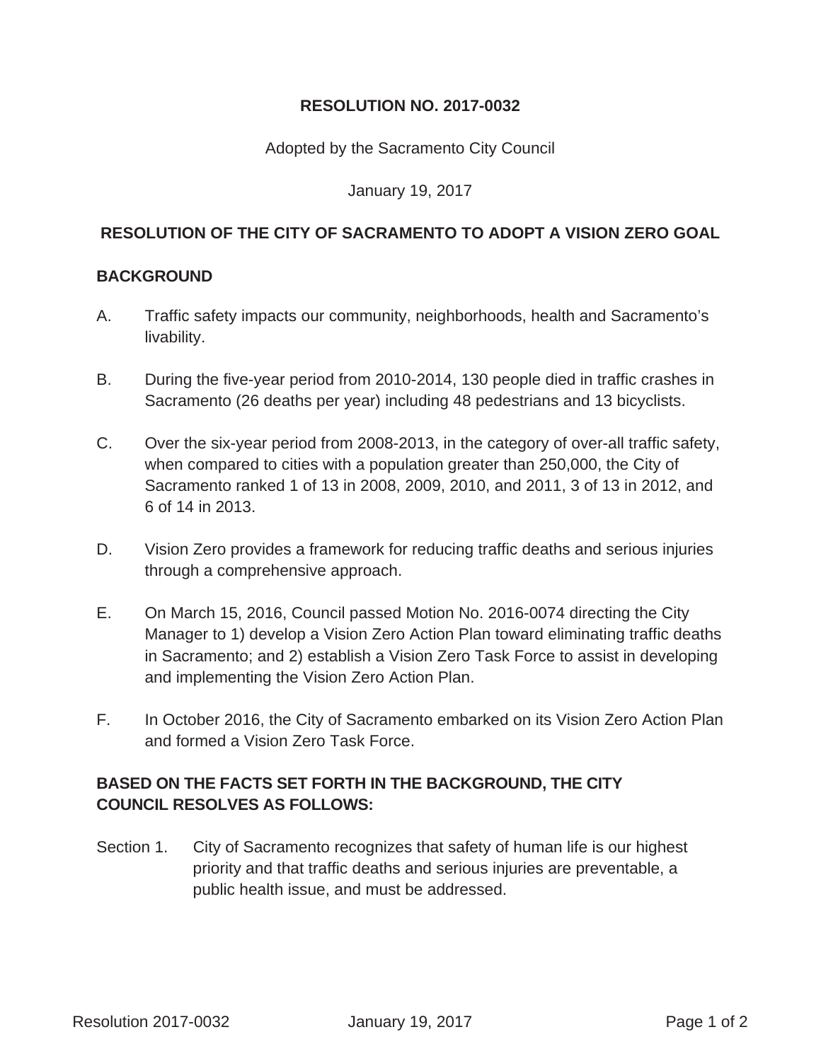**RESOLUTION NO. 2017-0032**

Adopted by the Sacramento City Council

January 19, 2017

**RESOLUTION OF THE CITY OF SACRAMENTO TO ADOPT A VISION ZERO GOAL**

**BACKGROUND**

A. Traffic safety impacts our community, neighborhoods, health and Sacramento's livability.

B. During the five-year period from 2010-2014, 130 people died in traffic crashes in Sacramento (26 deaths per year) including 48 pedestrians and 13 bicyclists.

C. Over the six-year period from 2008-2013, in the category of over-all traffic safety, when compared to cities with a population greater than 250,000, the City of Sacramento ranked 1 of 13 in 2008, 2009, 2010, and 2011, 3 of 13 in 2012, and 6 of 14 in 2013.

D. Vision Zero provides a framework for reducing traffic deaths and serious injuries through a comprehensive approach.

E. On March 15, 2016, Council passed Motion No. 2016-0074 directing the City Manager to 1) develop a Vision Zero Action Plan toward eliminating traffic deaths in Sacramento; and 2) establish a Vision Zero Task Force to assist in developing and implementing the Vision Zero Action Plan.

F. In October 2016, the City of Sacramento embarked on its Vision Zero Action Plan and formed a Vision Zero Task Force.

**BASED ON THE FACTS SET FORTH IN THE BACKGROUND, THE CITY COUNCIL RESOLVES AS FOLLOWS:**

Section 1. City of Sacramento recognizes that safety of human life is our highest priority and that traffic deaths and serious injuries are preventable, a public health issue, and must be addressed.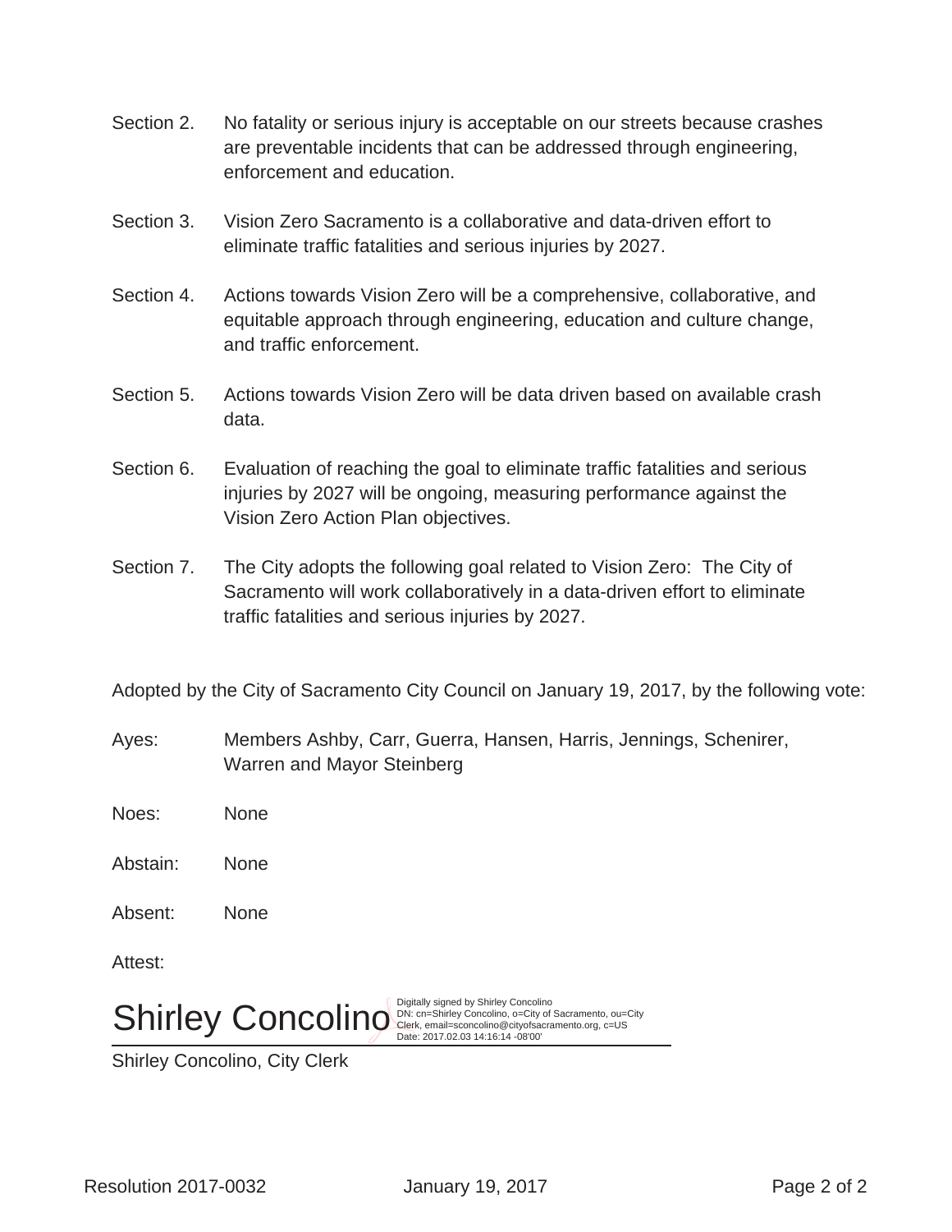Section 2. No fatality or serious injury is acceptable on our streets because crashes are preventable incidents that can be addressed through engineering, enforcement and education.

Section 3. Vision Zero Sacramento is a collaborative and data-driven effort to eliminate traffic fatalities and serious injuries by 2027.

Section 4. Actions towards Vision Zero will be a comprehensive, collaborative, and equitable approach through engineering, education and culture change, and traffic enforcement.

Section 5. Actions towards Vision Zero will be data driven based on available crash data.

Section 6. Evaluation of reaching the goal to eliminate traffic fatalities and serious injuries by 2027 will be ongoing, measuring performance against the Vision Zero Action Plan objectives.

Section 7. The City adopts the following goal related to Vision Zero: The City of Sacramento will work collaboratively in a data-driven effort to eliminate traffic fatalities and serious injuries by 2027.

Adopted by the City of Sacramento City Council on January 19, 2017, by the following vote:

Ayes: Members Ashby, Carr, Guerra, Hansen, Harris, Jennings, Schenirer, Warren and Mayor Steinberg

Noes: None

Abstain: None

Absent: None

Attest:

Shirley Concolino

Digitally signed by Shirley Concolino
DN: cn=Shirley Concolino, o=City of Sacramento, ou=City Clerk, email=sconcolino@cityofsacramento.org, c=US
Date: 2017.02.03 14:16:14 -08'00'

Shirley Concolino, City Clerk

Resolution 2017-0032 January 19, 2017